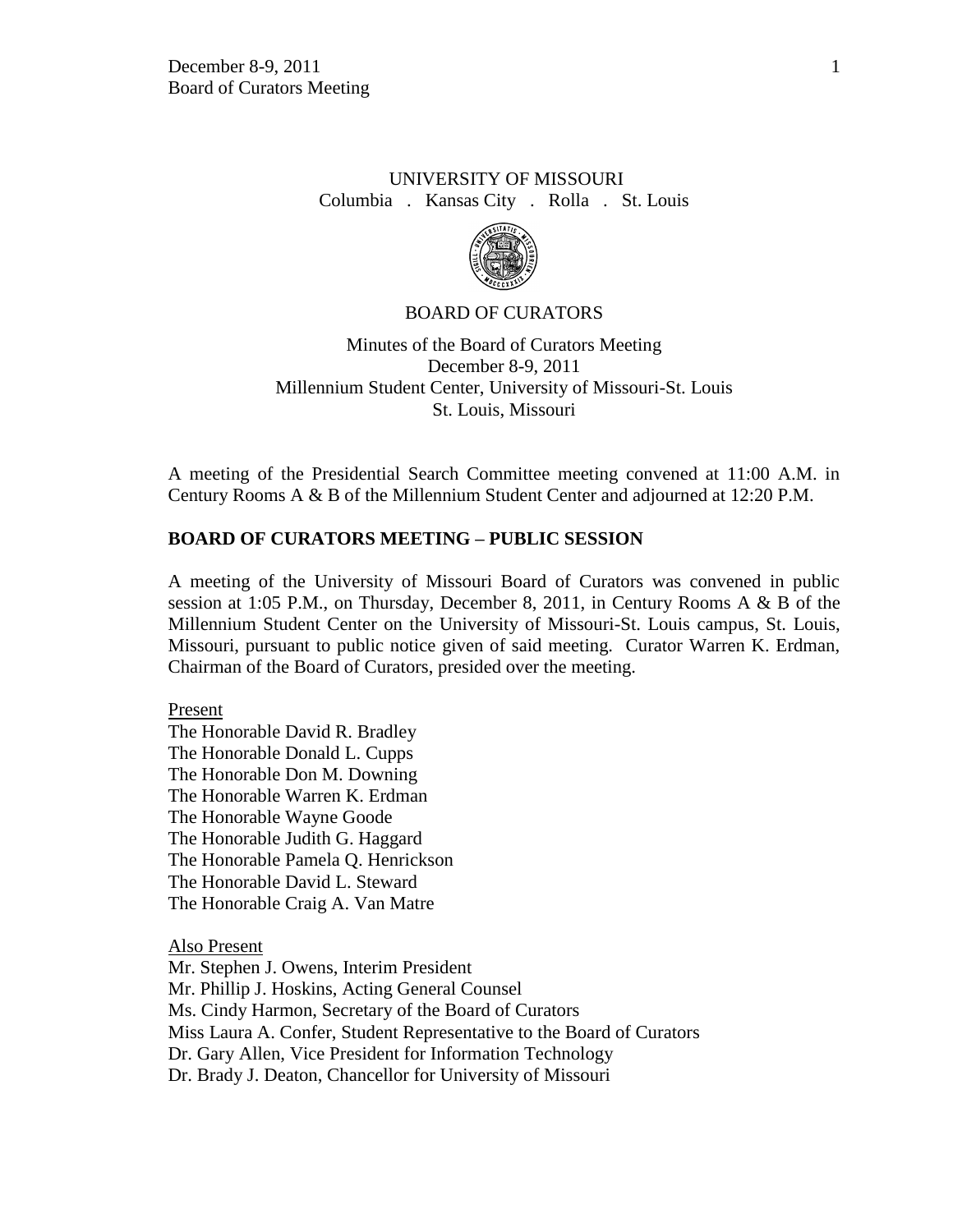UNIVERSITY OF MISSOURI
Columbia . Kansas City . Rolla . St. Louis

BOARD OF CURATORS

Minutes of the Board of Curators Meeting
December 8-9, 2011
Millennium Student Center, University of Missouri-St. Louis
St. Louis, Missouri

A meeting of the Presidential Search Committee meeting convened at 11:00 A.M. in Century Rooms A & B of the Millennium Student Center and adjourned at 12:20 P.M.

## BOARD OF CURATORS MEETING – PUBLIC SESSION

A meeting of the University of Missouri Board of Curators was convened in public session at 1:05 P.M., on Thursday, December 8, 2011, in Century Rooms A & B of the Millennium Student Center on the University of Missouri-St. Louis campus, St. Louis, Missouri, pursuant to public notice given of said meeting. Curator Warren K. Erdman, Chairman of the Board of Curators, presided over the meeting.

Present
The Honorable David R. Bradley
The Honorable Donald L. Cupps
The Honorable Don M. Downing
The Honorable Warren K. Erdman
The Honorable Wayne Goode
The Honorable Judith G. Haggard
The Honorable Pamela Q. Henrickson
The Honorable David L. Steward
The Honorable Craig A. Van Matre

Also Present
Mr. Stephen J. Owens, Interim President
Mr. Phillip J. Hoskins, Acting General Counsel
Ms. Cindy Harmon, Secretary of the Board of Curators
Miss Laura A. Confer, Student Representative to the Board of Curators
Dr. Gary Allen, Vice President for Information Technology
Dr. Brady J. Deaton, Chancellor for University of Missouri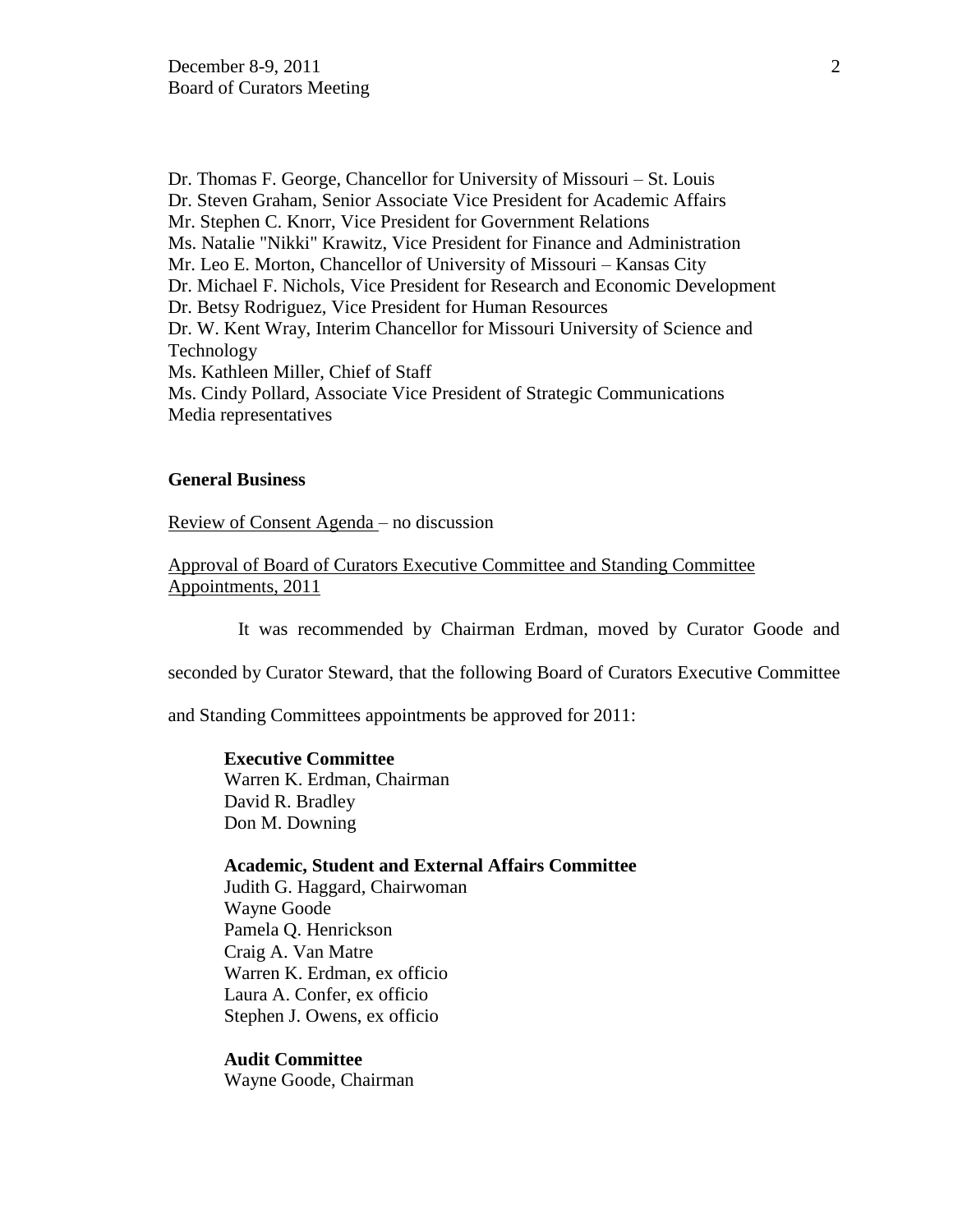Dr. Thomas F. George, Chancellor for University of Missouri – St. Louis
Dr. Steven Graham, Senior Associate Vice President for Academic Affairs
Mr. Stephen C. Knorr, Vice President for Government Relations
Ms. Natalie "Nikki" Krawitz, Vice President for Finance and Administration
Mr. Leo E. Morton, Chancellor of University of Missouri – Kansas City
Dr. Michael F. Nichols, Vice President for Research and Economic Development
Dr. Betsy Rodriguez, Vice President for Human Resources
Dr. W. Kent Wray, Interim Chancellor for Missouri University of Science and Technology
Ms. Kathleen Miller, Chief of Staff
Ms. Cindy Pollard, Associate Vice President of Strategic Communications
Media representatives

**General Business**

Review of Consent Agenda – no discussion

Approval of Board of Curators Executive Committee and Standing Committee Appointments, 2011

It was recommended by Chairman Erdman, moved by Curator Goode and seconded by Curator Steward, that the following Board of Curators Executive Committee and Standing Committees appointments be approved for 2011:

**Executive Committee**
Warren K. Erdman, Chairman
David R. Bradley
Don M. Downing

**Academic, Student and External Affairs Committee**
Judith G. Haggard, Chairwoman
Wayne Goode
Pamela Q. Henrickson
Craig A. Van Matre
Warren K. Erdman, ex officio
Laura A. Confer, ex officio
Stephen J. Owens, ex officio

**Audit Committee**
Wayne Goode, Chairman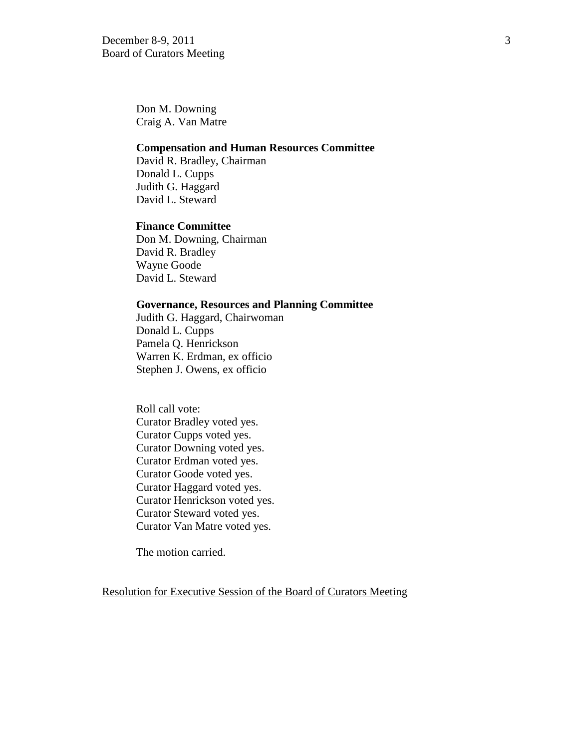Don M. Downing
Craig A. Van Matre

**Compensation and Human Resources Committee**
David R. Bradley, Chairman
Donald L. Cupps
Judith G. Haggard
David L. Steward

**Finance Committee**
Don M. Downing, Chairman
David R. Bradley
Wayne Goode
David L. Steward

**Governance, Resources and Planning Committee**
Judith G. Haggard, Chairwoman
Donald L. Cupps
Pamela Q. Henrickson
Warren K. Erdman, ex officio
Stephen J. Owens, ex officio

Roll call vote:
Curator Bradley voted yes.
Curator Cupps voted yes.
Curator Downing voted yes.
Curator Erdman voted yes.
Curator Goode voted yes.
Curator Haggard voted yes.
Curator Henrickson voted yes.
Curator Steward voted yes.
Curator Van Matre voted yes.

The motion carried.

<u>Resolution for Executive Session of the Board of Curators Meeting</u>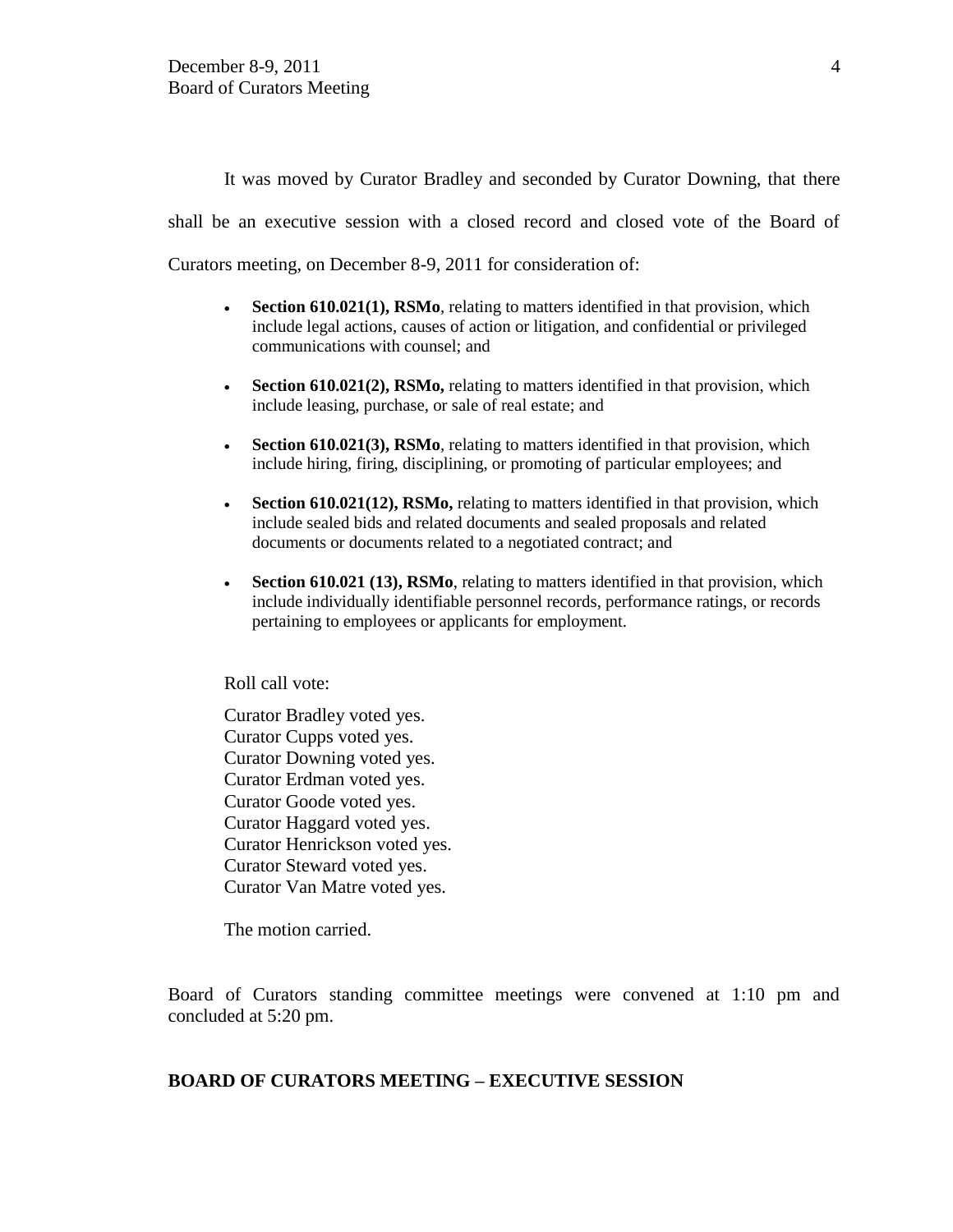It was moved by Curator Bradley and seconded by Curator Downing, that there shall be an executive session with a closed record and closed vote of the Board of Curators meeting, on December 8-9, 2011 for consideration of:

- **Section 610.021(1), RSMo**, relating to matters identified in that provision, which include legal actions, causes of action or litigation, and confidential or privileged communications with counsel; and
- **Section 610.021(2), RSMo,** relating to matters identified in that provision, which include leasing, purchase, or sale of real estate; and
- **Section 610.021(3), RSMo**, relating to matters identified in that provision, which include hiring, firing, disciplining, or promoting of particular employees; and
- **Section 610.021(12), RSMo,** relating to matters identified in that provision, which include sealed bids and related documents and sealed proposals and related documents or documents related to a negotiated contract; and
- **Section 610.021 (13), RSMo**, relating to matters identified in that provision, which include individually identifiable personnel records, performance ratings, or records pertaining to employees or applicants for employment.

Roll call vote:

Curator Bradley voted yes.
Curator Cupps voted yes.
Curator Downing voted yes.
Curator Erdman voted yes.
Curator Goode voted yes.
Curator Haggard voted yes.
Curator Henrickson voted yes.
Curator Steward voted yes.
Curator Van Matre voted yes.

The motion carried.

Board of Curators standing committee meetings were convened at 1:10 pm and concluded at 5:20 pm.

## BOARD OF CURATORS MEETING – EXECUTIVE SESSION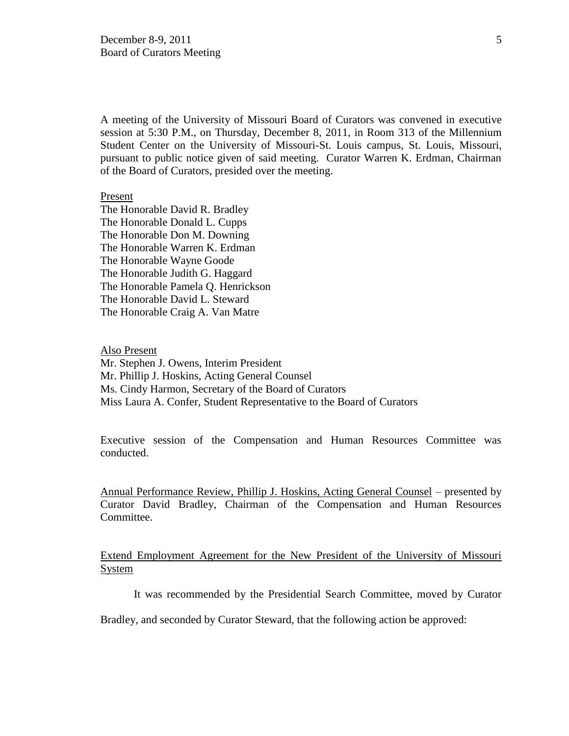A meeting of the University of Missouri Board of Curators was convened in executive session at 5:30 P.M., on Thursday, December 8, 2011, in Room 313 of the Millennium Student Center on the University of Missouri-St. Louis campus, St. Louis, Missouri, pursuant to public notice given of said meeting. Curator Warren K. Erdman, Chairman of the Board of Curators, presided over the meeting.

<u>Present</u>
The Honorable David R. Bradley
The Honorable Donald L. Cupps
The Honorable Don M. Downing
The Honorable Warren K. Erdman
The Honorable Wayne Goode
The Honorable Judith G. Haggard
The Honorable Pamela Q. Henrickson
The Honorable David L. Steward
The Honorable Craig A. Van Matre

<u>Also Present</u>
Mr. Stephen J. Owens, Interim President
Mr. Phillip J. Hoskins, Acting General Counsel
Ms. Cindy Harmon, Secretary of the Board of Curators
Miss Laura A. Confer, Student Representative to the Board of Curators

Executive session of the Compensation and Human Resources Committee was conducted.

<u>Annual Performance Review, Phillip J. Hoskins, Acting General Counsel</u> – presented by Curator David Bradley, Chairman of the Compensation and Human Resources Committee.

<u>Extend Employment Agreement for the New President of the University of Missouri System</u>

It was recommended by the Presidential Search Committee, moved by Curator Bradley, and seconded by Curator Steward, that the following action be approved: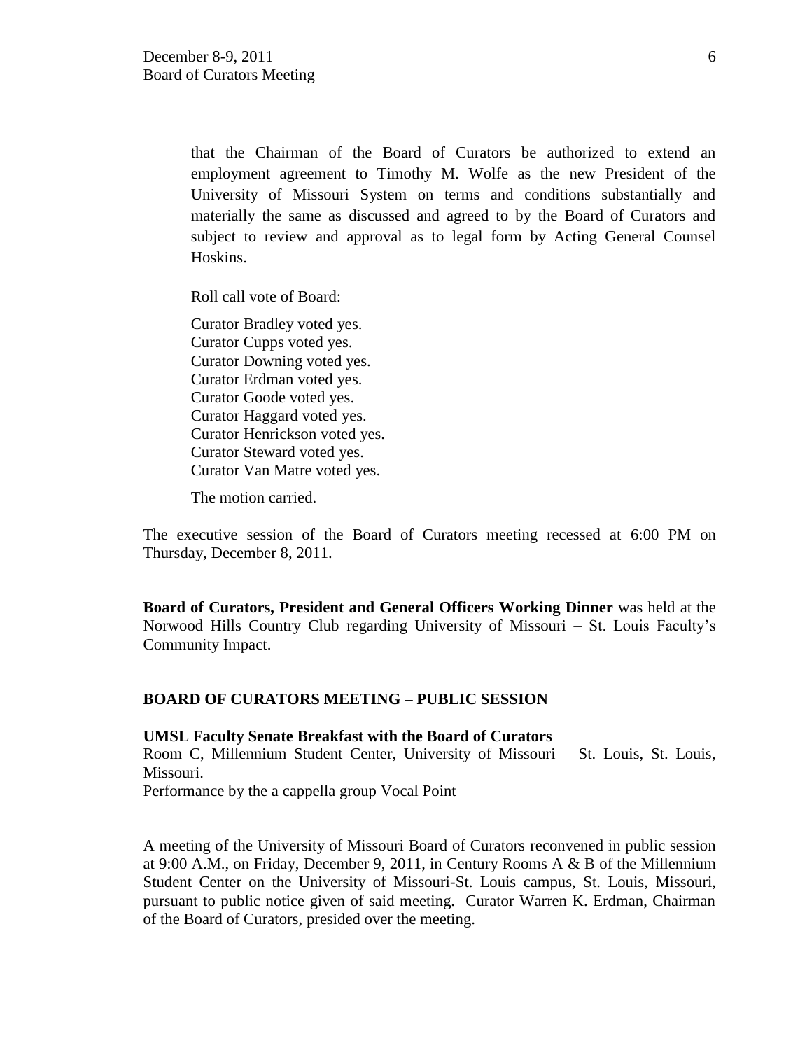that the Chairman of the Board of Curators be authorized to extend an employment agreement to Timothy M. Wolfe as the new President of the University of Missouri System on terms and conditions substantially and materially the same as discussed and agreed to by the Board of Curators and subject to review and approval as to legal form by Acting General Counsel Hoskins.

Roll call vote of Board:

Curator Bradley voted yes.
Curator Cupps voted yes.
Curator Downing voted yes.
Curator Erdman voted yes.
Curator Goode voted yes.
Curator Haggard voted yes.
Curator Henrickson voted yes.
Curator Steward voted yes.
Curator Van Matre voted yes.

The motion carried.

The executive session of the Board of Curators meeting recessed at 6:00 PM on Thursday, December 8, 2011.

**Board of Curators, President and General Officers Working Dinner** was held at the Norwood Hills Country Club regarding University of Missouri – St. Louis Faculty's Community Impact.

**BOARD OF CURATORS MEETING – PUBLIC SESSION**

**UMSL Faculty Senate Breakfast with the Board of Curators**
Room C, Millennium Student Center, University of Missouri – St. Louis, St. Louis, Missouri.
Performance by the a cappella group Vocal Point

A meeting of the University of Missouri Board of Curators reconvened in public session at 9:00 A.M., on Friday, December 9, 2011, in Century Rooms A & B of the Millennium Student Center on the University of Missouri-St. Louis campus, St. Louis, Missouri, pursuant to public notice given of said meeting. Curator Warren K. Erdman, Chairman of the Board of Curators, presided over the meeting.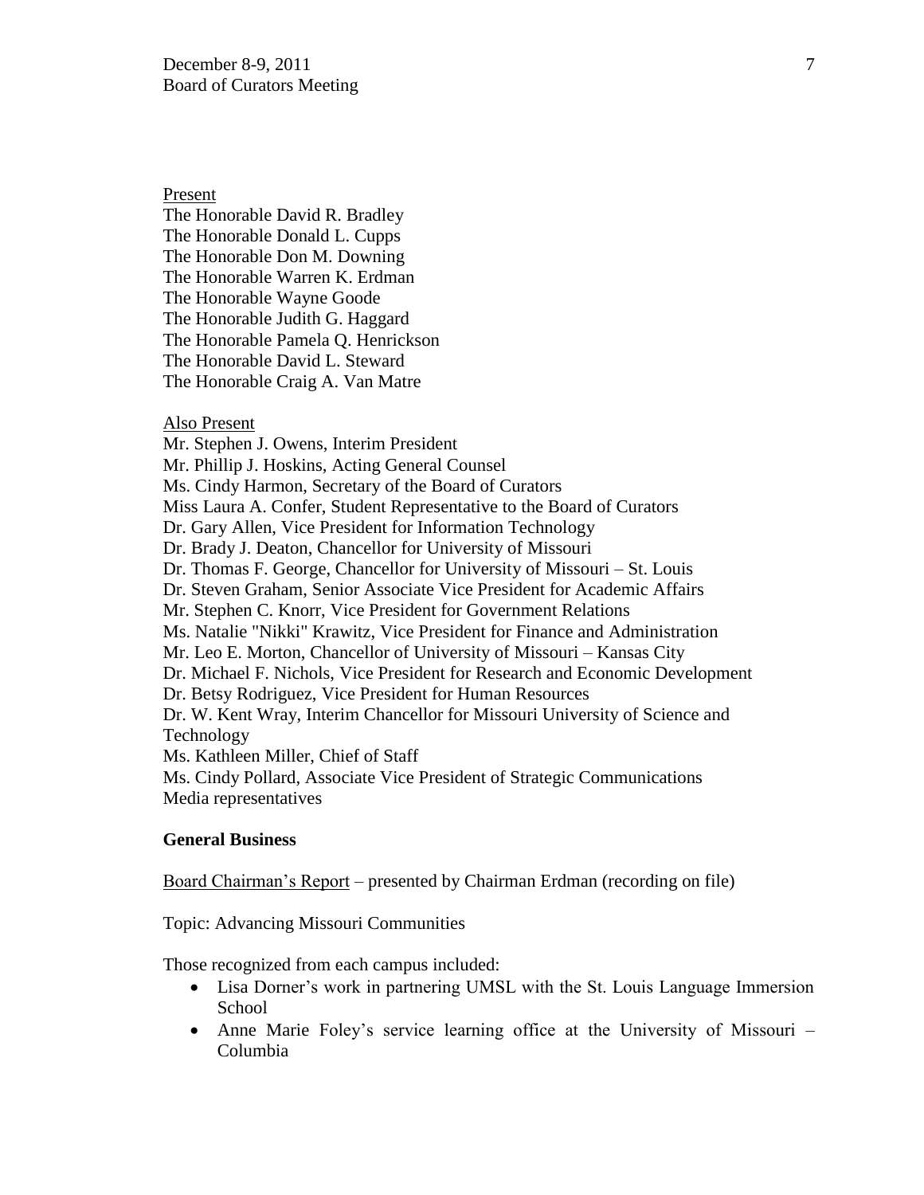Present

The Honorable David R. Bradley
The Honorable Donald L. Cupps
The Honorable Don M. Downing
The Honorable Warren K. Erdman
The Honorable Wayne Goode
The Honorable Judith G. Haggard
The Honorable Pamela Q. Henrickson
The Honorable David L. Steward
The Honorable Craig A. Van Matre

Also Present

Mr. Stephen J. Owens, Interim President
Mr. Phillip J. Hoskins, Acting General Counsel
Ms. Cindy Harmon, Secretary of the Board of Curators
Miss Laura A. Confer, Student Representative to the Board of Curators
Dr. Gary Allen, Vice President for Information Technology
Dr. Brady J. Deaton, Chancellor for University of Missouri
Dr. Thomas F. George, Chancellor for University of Missouri – St. Louis
Dr. Steven Graham, Senior Associate Vice President for Academic Affairs
Mr. Stephen C. Knorr, Vice President for Government Relations
Ms. Natalie "Nikki" Krawitz, Vice President for Finance and Administration
Mr. Leo E. Morton, Chancellor of University of Missouri – Kansas City
Dr. Michael F. Nichols, Vice President for Research and Economic Development
Dr. Betsy Rodriguez, Vice President for Human Resources
Dr. W. Kent Wray, Interim Chancellor for Missouri University of Science and Technology
Ms. Kathleen Miller, Chief of Staff
Ms. Cindy Pollard, Associate Vice President of Strategic Communications
Media representatives

**General Business**

Board Chairman's Report – presented by Chairman Erdman (recording on file)

Topic: Advancing Missouri Communities

Those recognized from each campus included:

- Lisa Dorner's work in partnering UMSL with the St. Louis Language Immersion School
- Anne Marie Foley's service learning office at the University of Missouri – Columbia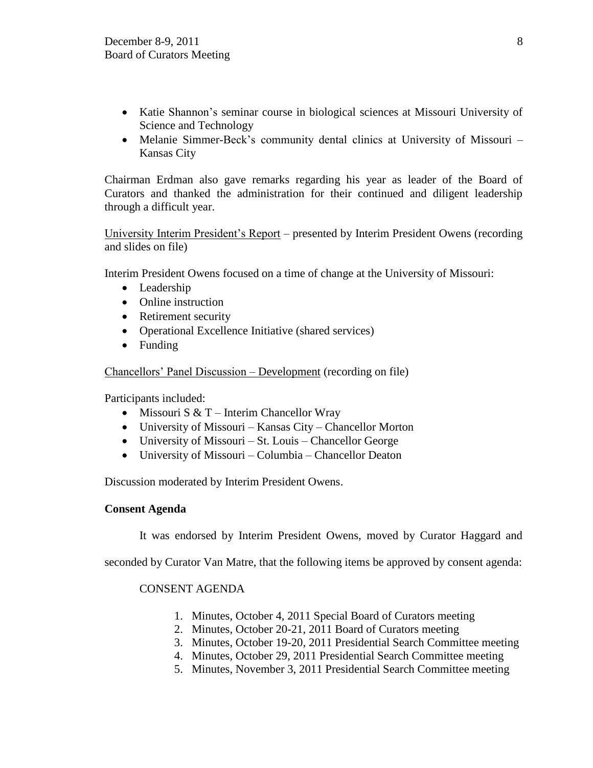- Katie Shannon's seminar course in biological sciences at Missouri University of Science and Technology
- Melanie Simmer-Beck's community dental clinics at University of Missouri – Kansas City

Chairman Erdman also gave remarks regarding his year as leader of the Board of Curators and thanked the administration for their continued and diligent leadership through a difficult year.

<u>University Interim President's Report</u> – presented by Interim President Owens (recording and slides on file)

Interim President Owens focused on a time of change at the University of Missouri:

- Leadership
- Online instruction
- Retirement security
- Operational Excellence Initiative (shared services)
- Funding

<u>Chancellors' Panel Discussion – Development</u> (recording on file)

Participants included:

- Missouri S & T – Interim Chancellor Wray
- University of Missouri – Kansas City – Chancellor Morton
- University of Missouri – St. Louis – Chancellor George
- University of Missouri – Columbia – Chancellor Deaton

Discussion moderated by Interim President Owens.

**Consent Agenda**

It was endorsed by Interim President Owens, moved by Curator Haggard and seconded by Curator Van Matre, that the following items be approved by consent agenda:

CONSENT AGENDA

1. Minutes, October 4, 2011 Special Board of Curators meeting
2. Minutes, October 20-21, 2011 Board of Curators meeting
3. Minutes, October 19-20, 2011 Presidential Search Committee meeting
4. Minutes, October 29, 2011 Presidential Search Committee meeting
5. Minutes, November 3, 2011 Presidential Search Committee meeting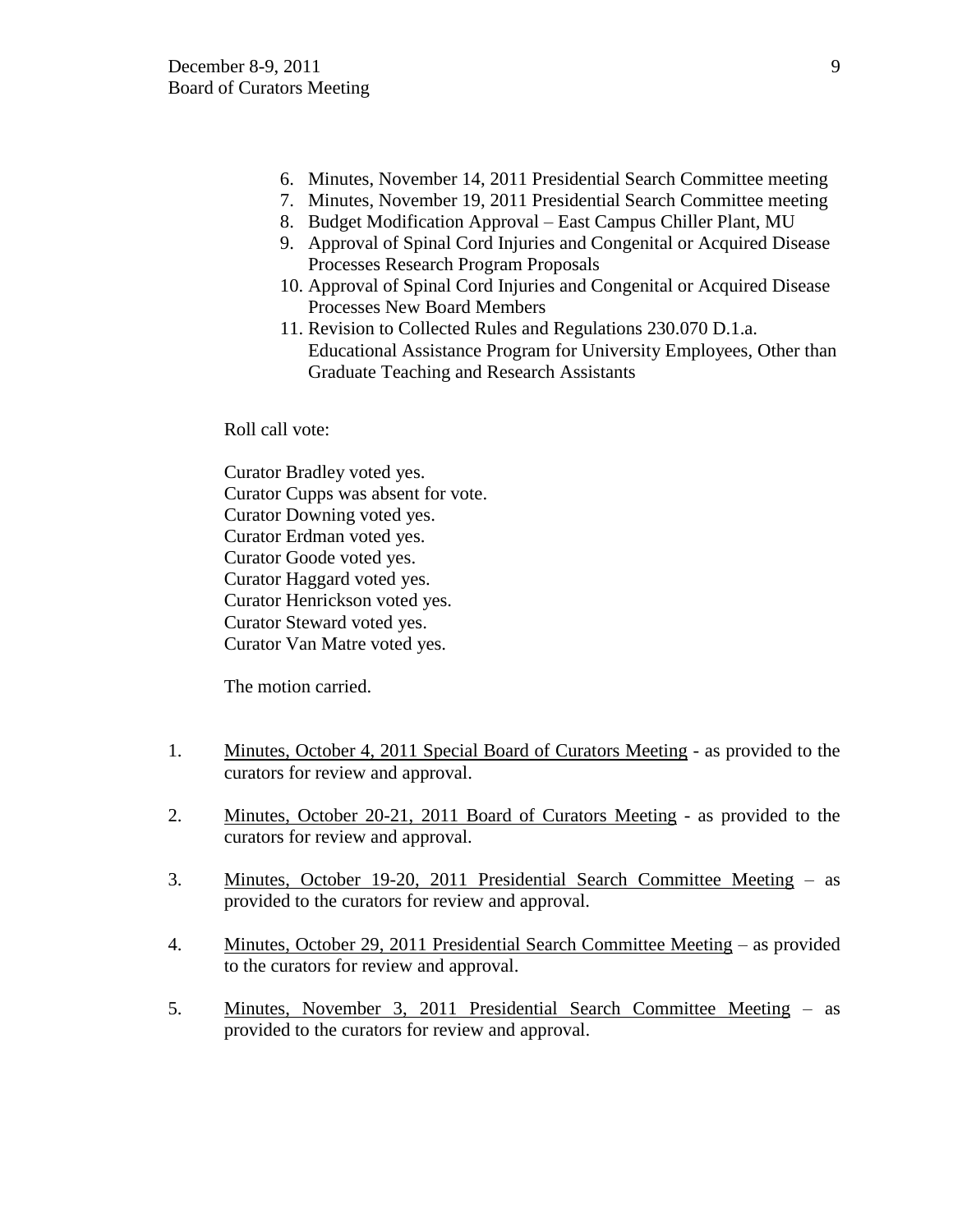6. Minutes, November 14, 2011 Presidential Search Committee meeting
7. Minutes, November 19, 2011 Presidential Search Committee meeting
8. Budget Modification Approval – East Campus Chiller Plant, MU
9. Approval of Spinal Cord Injuries and Congenital or Acquired Disease Processes Research Program Proposals
10. Approval of Spinal Cord Injuries and Congenital or Acquired Disease Processes New Board Members
11. Revision to Collected Rules and Regulations 230.070 D.1.a. Educational Assistance Program for University Employees, Other than Graduate Teaching and Research Assistants

Roll call vote:

Curator Bradley voted yes.
Curator Cupps was absent for vote.
Curator Downing voted yes.
Curator Erdman voted yes.
Curator Goode voted yes.
Curator Haggard voted yes.
Curator Henrickson voted yes.
Curator Steward voted yes.
Curator Van Matre voted yes.

The motion carried.

1. Minutes, October 4, 2011 Special Board of Curators Meeting - as provided to the curators for review and approval.

2. Minutes, October 20-21, 2011 Board of Curators Meeting - as provided to the curators for review and approval.

3. Minutes, October 19-20, 2011 Presidential Search Committee Meeting – as provided to the curators for review and approval.

4. Minutes, October 29, 2011 Presidential Search Committee Meeting – as provided to the curators for review and approval.

5. Minutes, November 3, 2011 Presidential Search Committee Meeting – as provided to the curators for review and approval.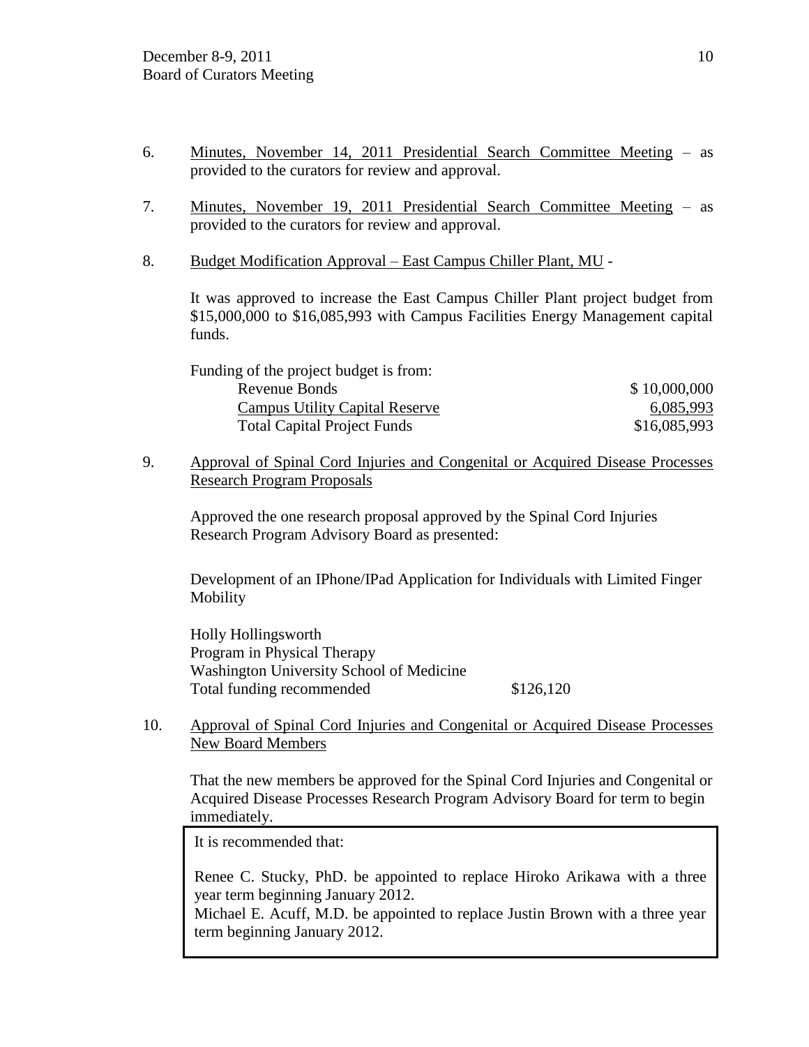6. Minutes, November 14, 2011 Presidential Search Committee Meeting – as provided to the curators for review and approval.

7. Minutes, November 19, 2011 Presidential Search Committee Meeting – as provided to the curators for review and approval.

8. Budget Modification Approval – East Campus Chiller Plant, MU -

   It was approved to increase the East Campus Chiller Plant project budget from $15,000,000 to $16,085,993 with Campus Facilities Energy Management capital funds.

   Funding of the project budget is from:

   | | |
   |---|---|
   | Revenue Bonds | $ 10,000,000 |
   | Campus Utility Capital Reserve | 6,085,993 |
   | Total Capital Project Funds | $16,085,993 |

9. Approval of Spinal Cord Injuries and Congenital or Acquired Disease Processes Research Program Proposals

   Approved the one research proposal approved by the Spinal Cord Injuries Research Program Advisory Board as presented:

   Development of an IPhone/IPad Application for Individuals with Limited Finger Mobility

   Holly Hollingsworth
   Program in Physical Therapy
   Washington University School of Medicine
   Total funding recommended $126,120

10. Approval of Spinal Cord Injuries and Congenital or Acquired Disease Processes New Board Members

    That the new members be approved for the Spinal Cord Injuries and Congenital or Acquired Disease Processes Research Program Advisory Board for term to begin immediately.

    It is recommended that:

    Renee C. Stucky, PhD. be appointed to replace Hiroko Arikawa with a three year term beginning January 2012.
    Michael E. Acuff, M.D. be appointed to replace Justin Brown with a three year term beginning January 2012.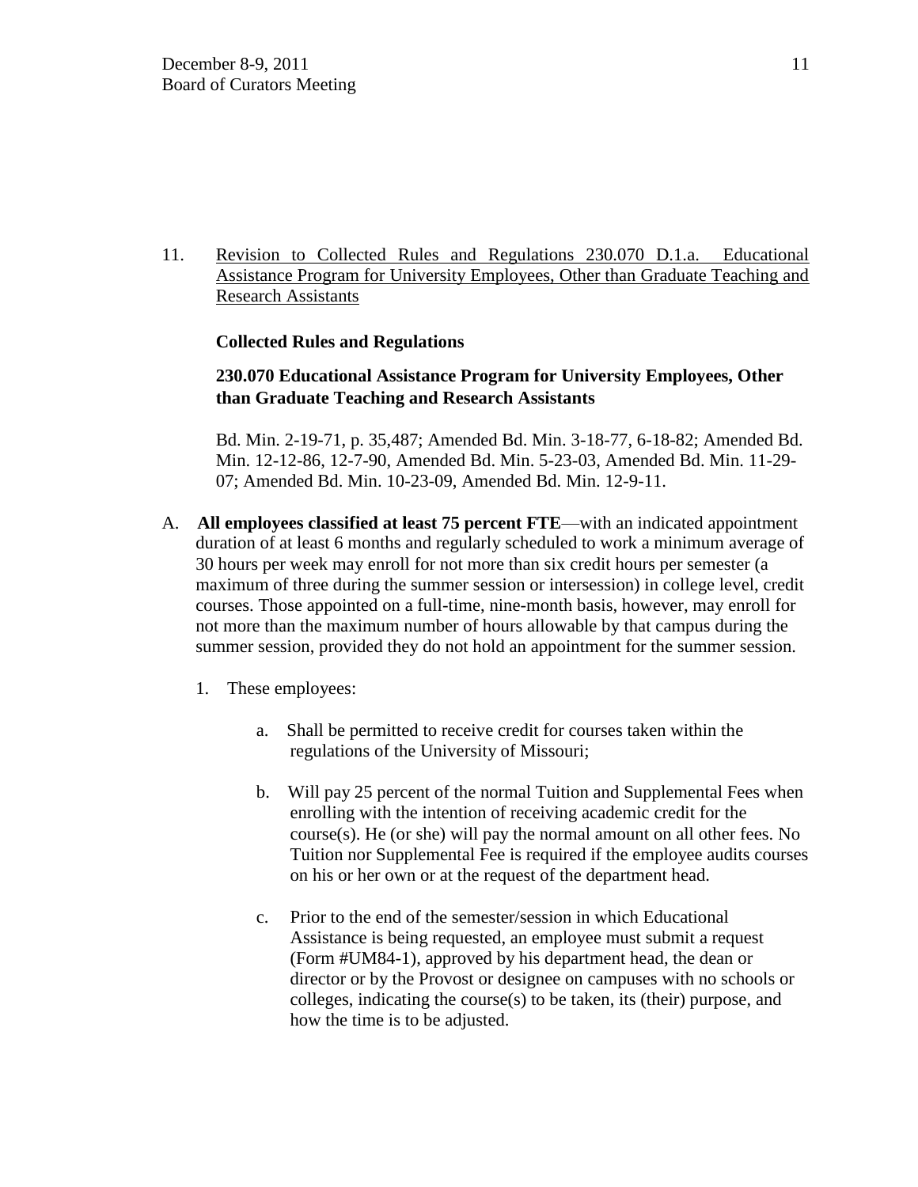11. Revision to Collected Rules and Regulations 230.070 D.1.a. Educational Assistance Program for University Employees, Other than Graduate Teaching and Research Assistants

**Collected Rules and Regulations**

**230.070 Educational Assistance Program for University Employees, Other than Graduate Teaching and Research Assistants**

Bd. Min. 2-19-71, p. 35,487; Amended Bd. Min. 3-18-77, 6-18-82; Amended Bd. Min. 12-12-86, 12-7-90, Amended Bd. Min. 5-23-03, Amended Bd. Min. 11-29-07; Amended Bd. Min. 10-23-09, Amended Bd. Min. 12-9-11.

A. **All employees classified at least 75 percent FTE**—with an indicated appointment duration of at least 6 months and regularly scheduled to work a minimum average of 30 hours per week may enroll for not more than six credit hours per semester (a maximum of three during the summer session or intersession) in college level, credit courses. Those appointed on a full-time, nine-month basis, however, may enroll for not more than the maximum number of hours allowable by that campus during the summer session, provided they do not hold an appointment for the summer session.

   1. These employees:

      a. Shall be permitted to receive credit for courses taken within the regulations of the University of Missouri;

      b. Will pay 25 percent of the normal Tuition and Supplemental Fees when enrolling with the intention of receiving academic credit for the course(s). He (or she) will pay the normal amount on all other fees. No Tuition nor Supplemental Fee is required if the employee audits courses on his or her own or at the request of the department head.

      c. Prior to the end of the semester/session in which Educational Assistance is being requested, an employee must submit a request (Form #UM84-1), approved by his department head, the dean or director or by the Provost or designee on campuses with no schools or colleges, indicating the course(s) to be taken, its (their) purpose, and how the time is to be adjusted.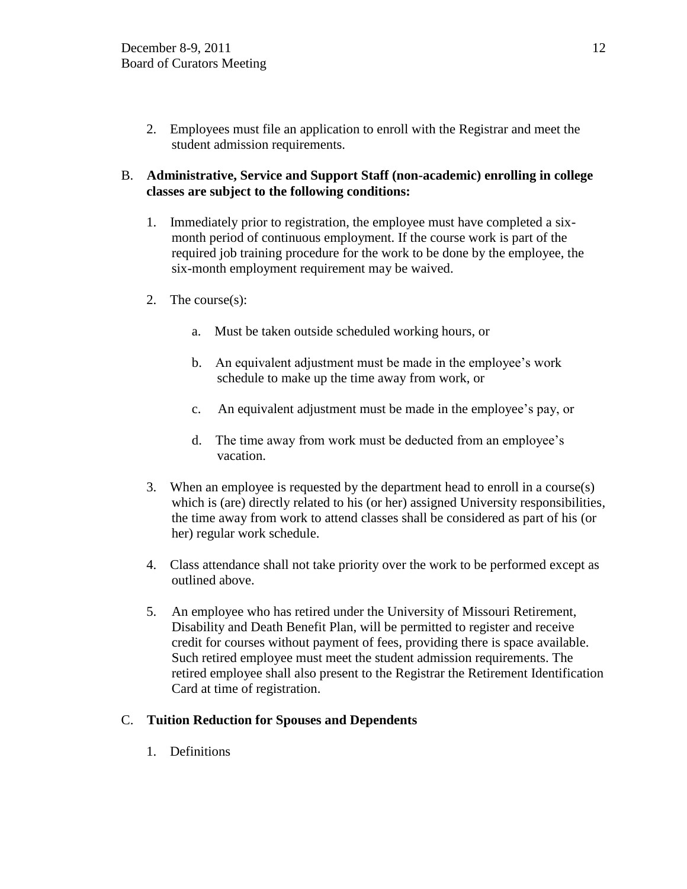2. Employees must file an application to enroll with the Registrar and meet the student admission requirements.

B. **Administrative, Service and Support Staff (non-academic) enrolling in college classes are subject to the following conditions:**

1. Immediately prior to registration, the employee must have completed a six-month period of continuous employment. If the course work is part of the required job training procedure for the work to be done by the employee, the six-month employment requirement may be waived.

2. The course(s):

    a. Must be taken outside scheduled working hours, or

    b. An equivalent adjustment must be made in the employee's work schedule to make up the time away from work, or

    c. An equivalent adjustment must be made in the employee's pay, or

    d. The time away from work must be deducted from an employee's vacation.

3. When an employee is requested by the department head to enroll in a course(s) which is (are) directly related to his (or her) assigned University responsibilities, the time away from work to attend classes shall be considered as part of his (or her) regular work schedule.

4. Class attendance shall not take priority over the work to be performed except as outlined above.

5. An employee who has retired under the University of Missouri Retirement, Disability and Death Benefit Plan, will be permitted to register and receive credit for courses without payment of fees, providing there is space available. Such retired employee must meet the student admission requirements. The retired employee shall also present to the Registrar the Retirement Identification Card at time of registration.

C. **Tuition Reduction for Spouses and Dependents**

1. Definitions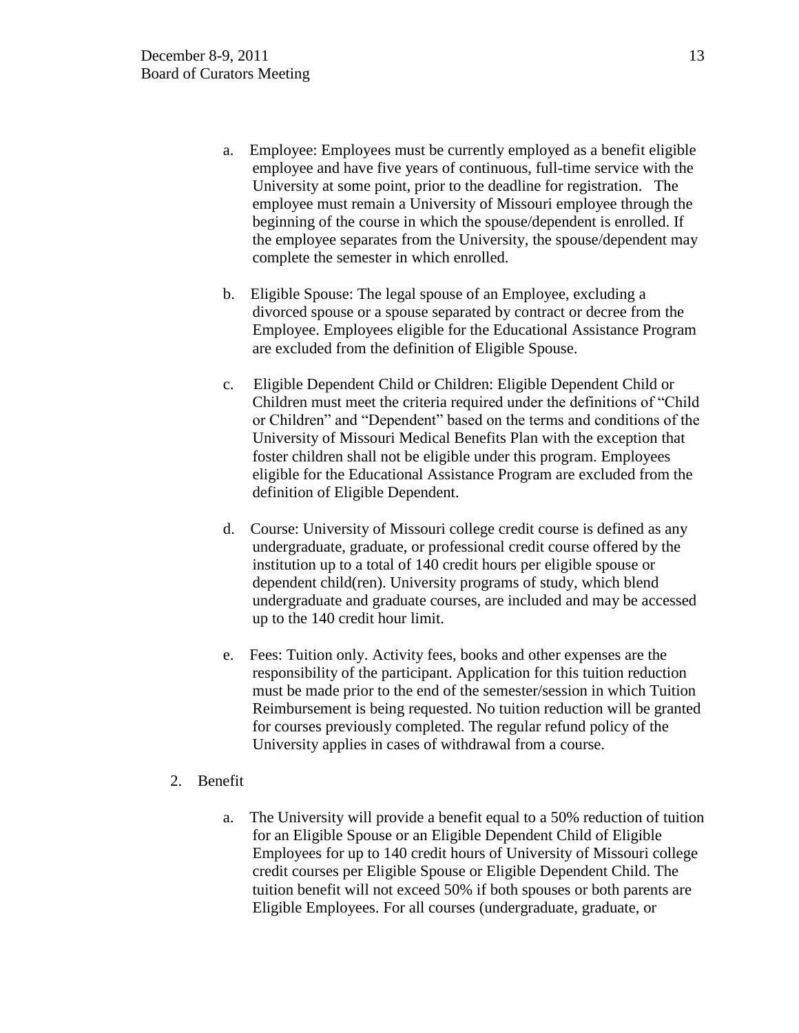a. Employee: Employees must be currently employed as a benefit eligible employee and have five years of continuous, full-time service with the University at some point, prior to the deadline for registration. The employee must remain a University of Missouri employee through the beginning of the course in which the spouse/dependent is enrolled. If the employee separates from the University, the spouse/dependent may complete the semester in which enrolled.

b. Eligible Spouse: The legal spouse of an Employee, excluding a divorced spouse or a spouse separated by contract or decree from the Employee. Employees eligible for the Educational Assistance Program are excluded from the definition of Eligible Spouse.

c. Eligible Dependent Child or Children: Eligible Dependent Child or Children must meet the criteria required under the definitions of "Child or Children" and "Dependent" based on the terms and conditions of the University of Missouri Medical Benefits Plan with the exception that foster children shall not be eligible under this program. Employees eligible for the Educational Assistance Program are excluded from the definition of Eligible Dependent.

d. Course: University of Missouri college credit course is defined as any undergraduate, graduate, or professional credit course offered by the institution up to a total of 140 credit hours per eligible spouse or dependent child(ren). University programs of study, which blend undergraduate and graduate courses, are included and may be accessed up to the 140 credit hour limit.

e. Fees: Tuition only. Activity fees, books and other expenses are the responsibility of the participant. Application for this tuition reduction must be made prior to the end of the semester/session in which Tuition Reimbursement is being requested. No tuition reduction will be granted for courses previously completed. The regular refund policy of the University applies in cases of withdrawal from a course.

2. Benefit

a. The University will provide a benefit equal to a 50% reduction of tuition for an Eligible Spouse or an Eligible Dependent Child of Eligible Employees for up to 140 credit hours of University of Missouri college credit courses per Eligible Spouse or Eligible Dependent Child. The tuition benefit will not exceed 50% if both spouses or both parents are Eligible Employees. For all courses (undergraduate, graduate, or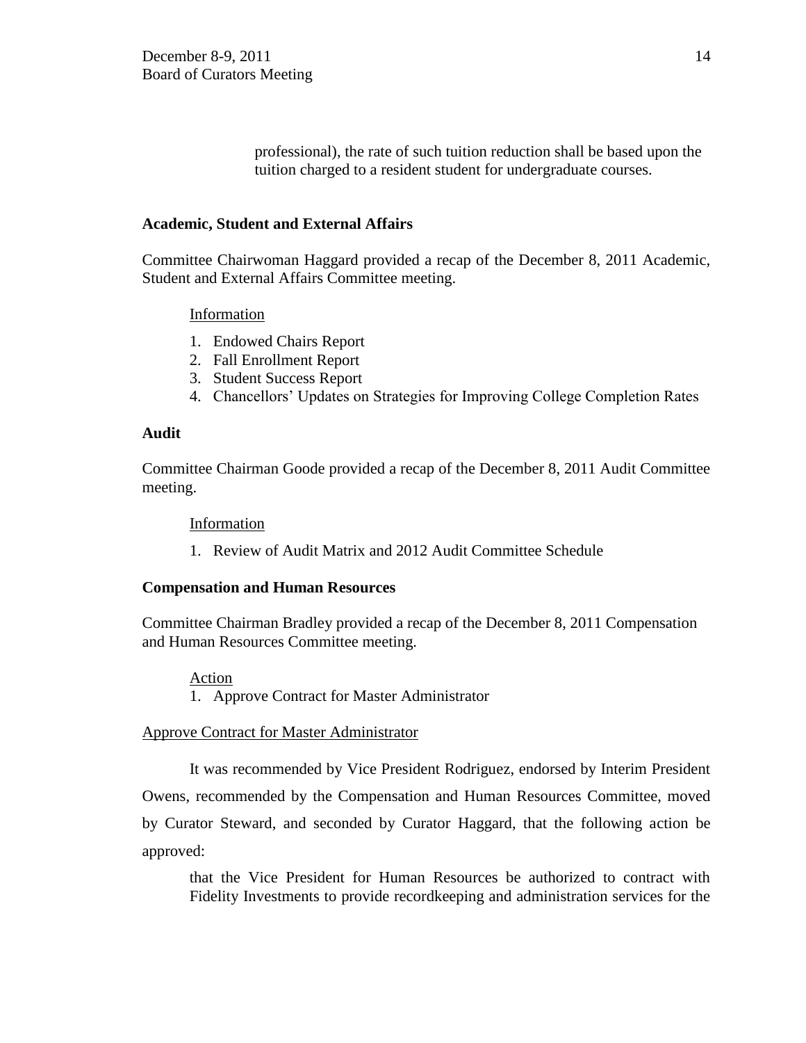professional), the rate of such tuition reduction shall be based upon the tuition charged to a resident student for undergraduate courses.

**Academic, Student and External Affairs**

Committee Chairwoman Haggard provided a recap of the December 8, 2011 Academic, Student and External Affairs Committee meeting.

Information

1. Endowed Chairs Report
2. Fall Enrollment Report
3. Student Success Report
4. Chancellors' Updates on Strategies for Improving College Completion Rates

**Audit**

Committee Chairman Goode provided a recap of the December 8, 2011 Audit Committee meeting.

Information

1. Review of Audit Matrix and 2012 Audit Committee Schedule

**Compensation and Human Resources**

Committee Chairman Bradley provided a recap of the December 8, 2011 Compensation and Human Resources Committee meeting.

Action

1. Approve Contract for Master Administrator

Approve Contract for Master Administrator

It was recommended by Vice President Rodriguez, endorsed by Interim President Owens, recommended by the Compensation and Human Resources Committee, moved by Curator Steward, and seconded by Curator Haggard, that the following action be approved:

> that the Vice President for Human Resources be authorized to contract with Fidelity Investments to provide recordkeeping and administration services for the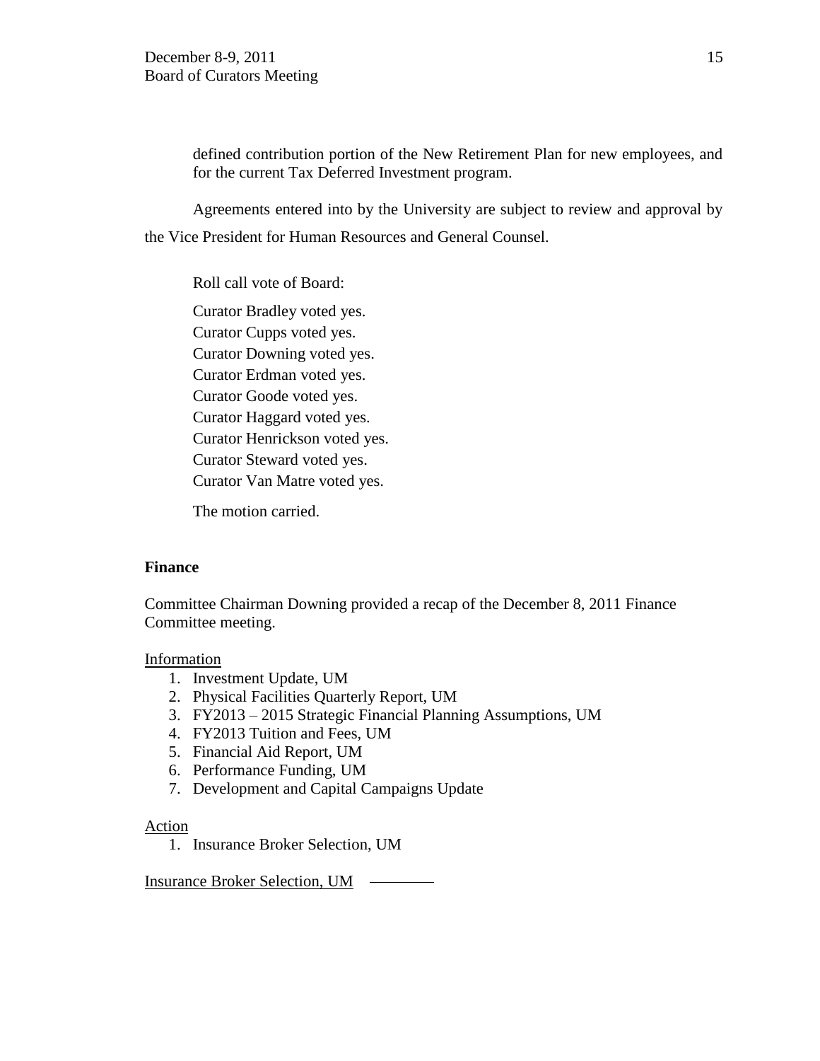defined contribution portion of the New Retirement Plan for new employees, and for the current Tax Deferred Investment program.

Agreements entered into by the University are subject to review and approval by the Vice President for Human Resources and General Counsel.

Roll call vote of Board:

Curator Bradley voted yes.
Curator Cupps voted yes.
Curator Downing voted yes.
Curator Erdman voted yes.
Curator Goode voted yes.
Curator Haggard voted yes.
Curator Henrickson voted yes.
Curator Steward voted yes.
Curator Van Matre voted yes.

The motion carried.

**Finance**

Committee Chairman Downing provided a recap of the December 8, 2011 Finance Committee meeting.

Information

1. Investment Update, UM
2. Physical Facilities Quarterly Report, UM
3. FY2013 – 2015 Strategic Financial Planning Assumptions, UM
4. FY2013 Tuition and Fees, UM
5. Financial Aid Report, UM
6. Performance Funding, UM
7. Development and Capital Campaigns Update

Action

1. Insurance Broker Selection, UM

Insurance Broker Selection, UM ————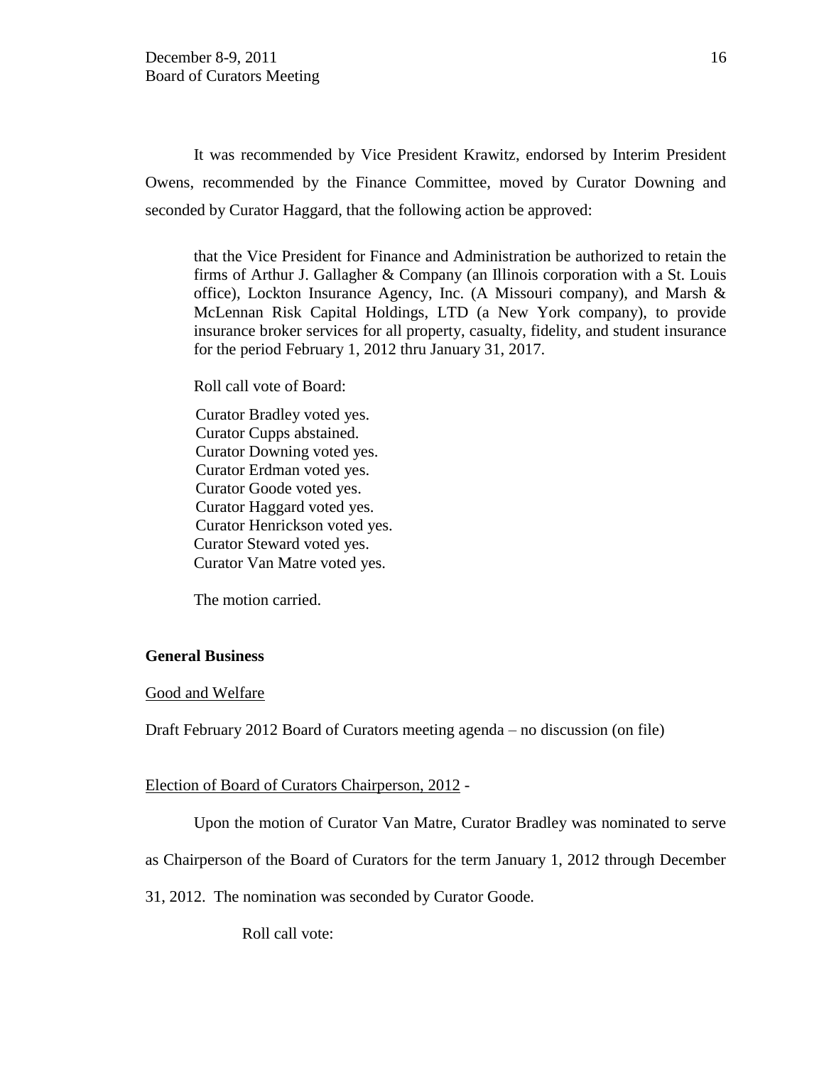It was recommended by Vice President Krawitz, endorsed by Interim President Owens, recommended by the Finance Committee, moved by Curator Downing and seconded by Curator Haggard, that the following action be approved:

> that the Vice President for Finance and Administration be authorized to retain the firms of Arthur J. Gallagher & Company (an Illinois corporation with a St. Louis office), Lockton Insurance Agency, Inc. (A Missouri company), and Marsh & McLennan Risk Capital Holdings, LTD (a New York company), to provide insurance broker services for all property, casualty, fidelity, and student insurance for the period February 1, 2012 thru January 31, 2017.
>
> Roll call vote of Board:
>
> Curator Bradley voted yes.
> Curator Cupps abstained.
> Curator Downing voted yes.
> Curator Erdman voted yes.
> Curator Goode voted yes.
> Curator Haggard voted yes.
> Curator Henrickson voted yes.
> Curator Steward voted yes.
> Curator Van Matre voted yes.
>
> The motion carried.

**General Business**

Good and Welfare

Draft February 2012 Board of Curators meeting agenda – no discussion (on file)

Election of Board of Curators Chairperson, 2012 -

Upon the motion of Curator Van Matre, Curator Bradley was nominated to serve as Chairperson of the Board of Curators for the term January 1, 2012 through December 31, 2012. The nomination was seconded by Curator Goode.

Roll call vote: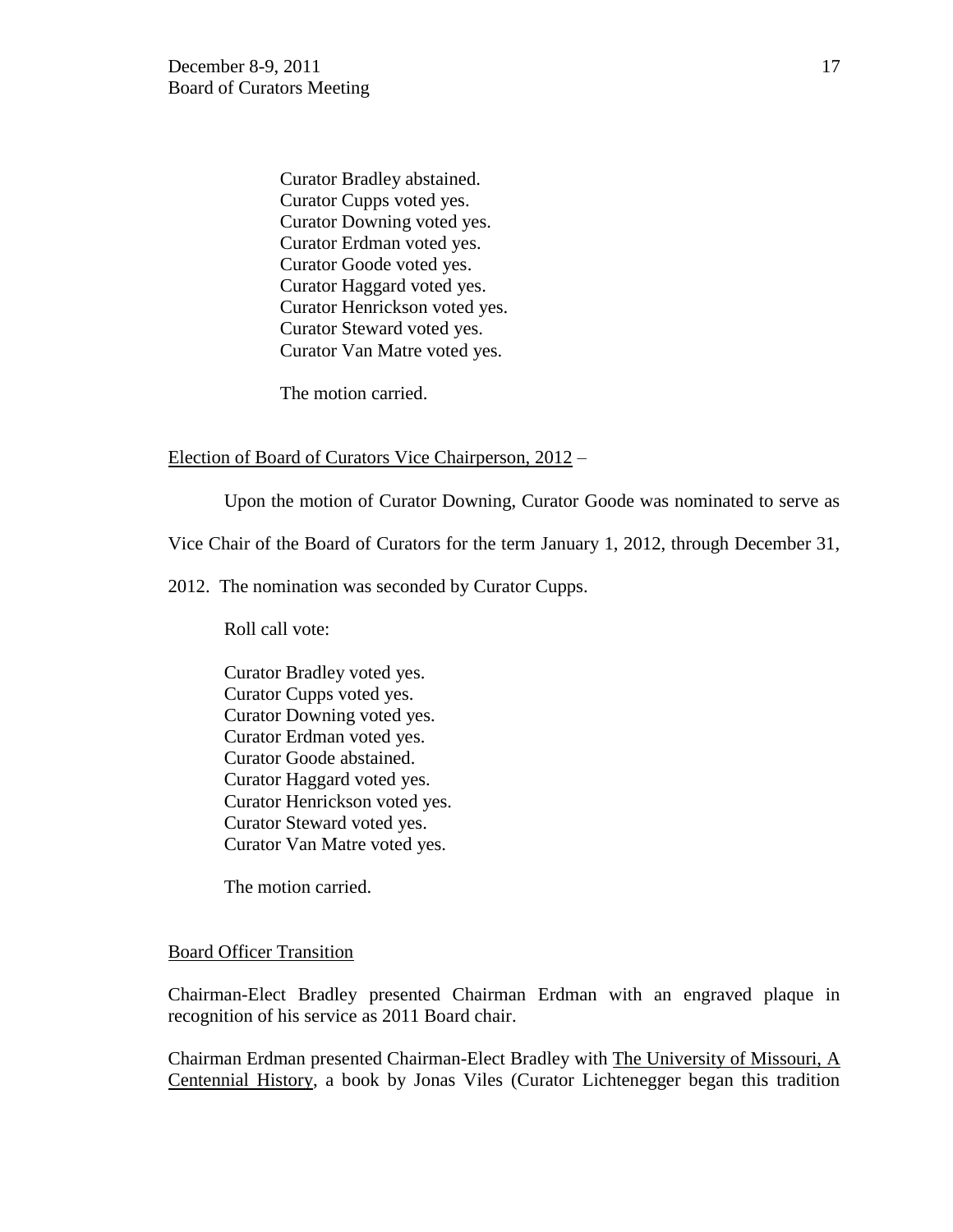Curator Bradley abstained.
Curator Cupps voted yes.
Curator Downing voted yes.
Curator Erdman voted yes.
Curator Goode voted yes.
Curator Haggard voted yes.
Curator Henrickson voted yes.
Curator Steward voted yes.
Curator Van Matre voted yes.

The motion carried.

Election of Board of Curators Vice Chairperson, 2012 –

Upon the motion of Curator Downing, Curator Goode was nominated to serve as Vice Chair of the Board of Curators for the term January 1, 2012, through December 31, 2012. The nomination was seconded by Curator Cupps.

Roll call vote:

Curator Bradley voted yes.
Curator Cupps voted yes.
Curator Downing voted yes.
Curator Erdman voted yes.
Curator Goode abstained.
Curator Haggard voted yes.
Curator Henrickson voted yes.
Curator Steward voted yes.
Curator Van Matre voted yes.

The motion carried.

Board Officer Transition

Chairman-Elect Bradley presented Chairman Erdman with an engraved plaque in recognition of his service as 2011 Board chair.

Chairman Erdman presented Chairman-Elect Bradley with The University of Missouri, A Centennial History, a book by Jonas Viles (Curator Lichtenegger began this tradition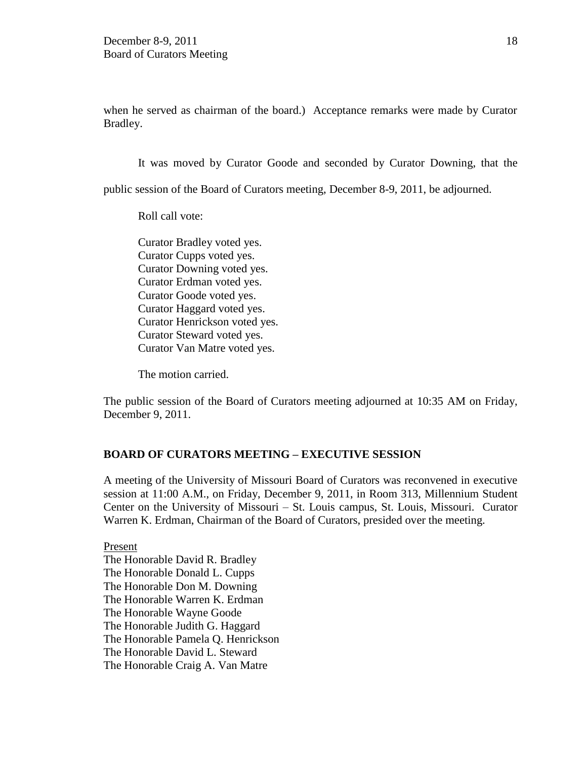when he served as chairman of the board.) Acceptance remarks were made by Curator Bradley.

It was moved by Curator Goode and seconded by Curator Downing, that the public session of the Board of Curators meeting, December 8-9, 2011, be adjourned.

Roll call vote:

Curator Bradley voted yes.
Curator Cupps voted yes.
Curator Downing voted yes.
Curator Erdman voted yes.
Curator Goode voted yes.
Curator Haggard voted yes.
Curator Henrickson voted yes.
Curator Steward voted yes.
Curator Van Matre voted yes.

The motion carried.

The public session of the Board of Curators meeting adjourned at 10:35 AM on Friday, December 9, 2011.

## BOARD OF CURATORS MEETING – EXECUTIVE SESSION

A meeting of the University of Missouri Board of Curators was reconvened in executive session at 11:00 A.M., on Friday, December 9, 2011, in Room 313, Millennium Student Center on the University of Missouri – St. Louis campus, St. Louis, Missouri. Curator Warren K. Erdman, Chairman of the Board of Curators, presided over the meeting.

Present

The Honorable David R. Bradley
The Honorable Donald L. Cupps
The Honorable Don M. Downing
The Honorable Warren K. Erdman
The Honorable Wayne Goode
The Honorable Judith G. Haggard
The Honorable Pamela Q. Henrickson
The Honorable David L. Steward
The Honorable Craig A. Van Matre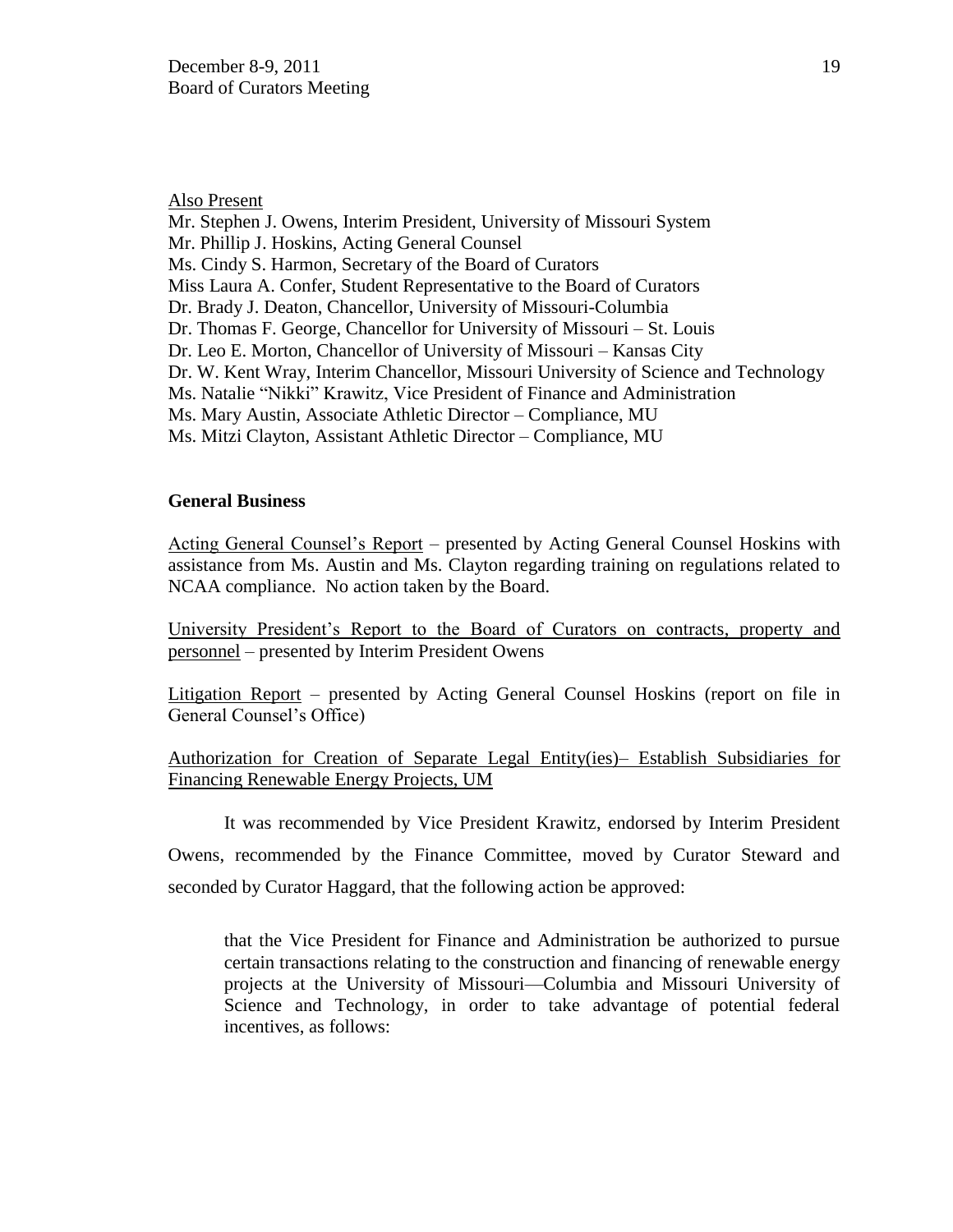Also Present

Mr. Stephen J. Owens, Interim President, University of Missouri System
Mr. Phillip J. Hoskins, Acting General Counsel
Ms. Cindy S. Harmon, Secretary of the Board of Curators
Miss Laura A. Confer, Student Representative to the Board of Curators
Dr. Brady J. Deaton, Chancellor, University of Missouri-Columbia
Dr. Thomas F. George, Chancellor for University of Missouri – St. Louis
Dr. Leo E. Morton, Chancellor of University of Missouri – Kansas City
Dr. W. Kent Wray, Interim Chancellor, Missouri University of Science and Technology
Ms. Natalie "Nikki" Krawitz, Vice President of Finance and Administration
Ms. Mary Austin, Associate Athletic Director – Compliance, MU
Ms. Mitzi Clayton, Assistant Athletic Director – Compliance, MU

**General Business**

Acting General Counsel's Report – presented by Acting General Counsel Hoskins with assistance from Ms. Austin and Ms. Clayton regarding training on regulations related to NCAA compliance. No action taken by the Board.

University President's Report to the Board of Curators on contracts, property and personnel – presented by Interim President Owens

Litigation Report – presented by Acting General Counsel Hoskins (report on file in General Counsel's Office)

Authorization for Creation of Separate Legal Entity(ies)– Establish Subsidiaries for Financing Renewable Energy Projects, UM

It was recommended by Vice President Krawitz, endorsed by Interim President Owens, recommended by the Finance Committee, moved by Curator Steward and seconded by Curator Haggard, that the following action be approved:

> that the Vice President for Finance and Administration be authorized to pursue certain transactions relating to the construction and financing of renewable energy projects at the University of Missouri—Columbia and Missouri University of Science and Technology, in order to take advantage of potential federal incentives, as follows: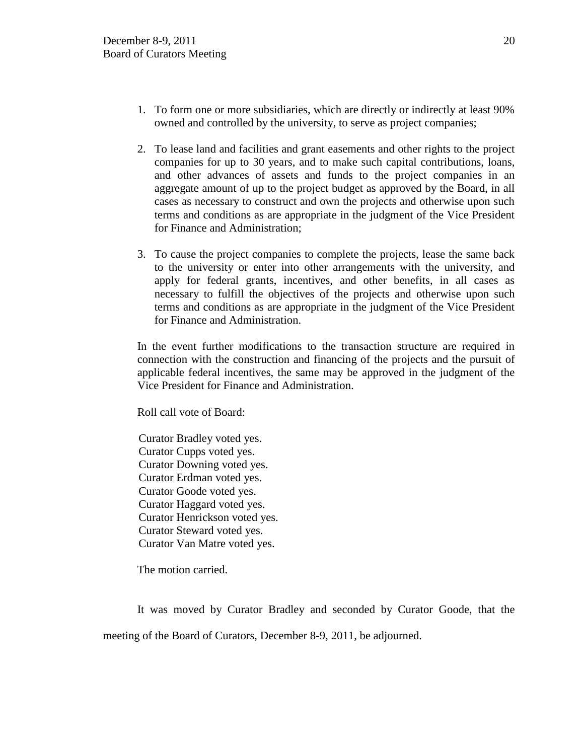1. To form one or more subsidiaries, which are directly or indirectly at least 90% owned and controlled by the university, to serve as project companies;

2. To lease land and facilities and grant easements and other rights to the project companies for up to 30 years, and to make such capital contributions, loans, and other advances of assets and funds to the project companies in an aggregate amount of up to the project budget as approved by the Board, in all cases as necessary to construct and own the projects and otherwise upon such terms and conditions as are appropriate in the judgment of the Vice President for Finance and Administration;

3. To cause the project companies to complete the projects, lease the same back to the university or enter into other arrangements with the university, and apply for federal grants, incentives, and other benefits, in all cases as necessary to fulfill the objectives of the projects and otherwise upon such terms and conditions as are appropriate in the judgment of the Vice President for Finance and Administration.

In the event further modifications to the transaction structure are required in connection with the construction and financing of the projects and the pursuit of applicable federal incentives, the same may be approved in the judgment of the Vice President for Finance and Administration.

Roll call vote of Board:

Curator Bradley voted yes.
Curator Cupps voted yes.
Curator Downing voted yes.
Curator Erdman voted yes.
Curator Goode voted yes.
Curator Haggard voted yes.
Curator Henrickson voted yes.
Curator Steward voted yes.
Curator Van Matre voted yes.

The motion carried.

It was moved by Curator Bradley and seconded by Curator Goode, that the meeting of the Board of Curators, December 8-9, 2011, be adjourned.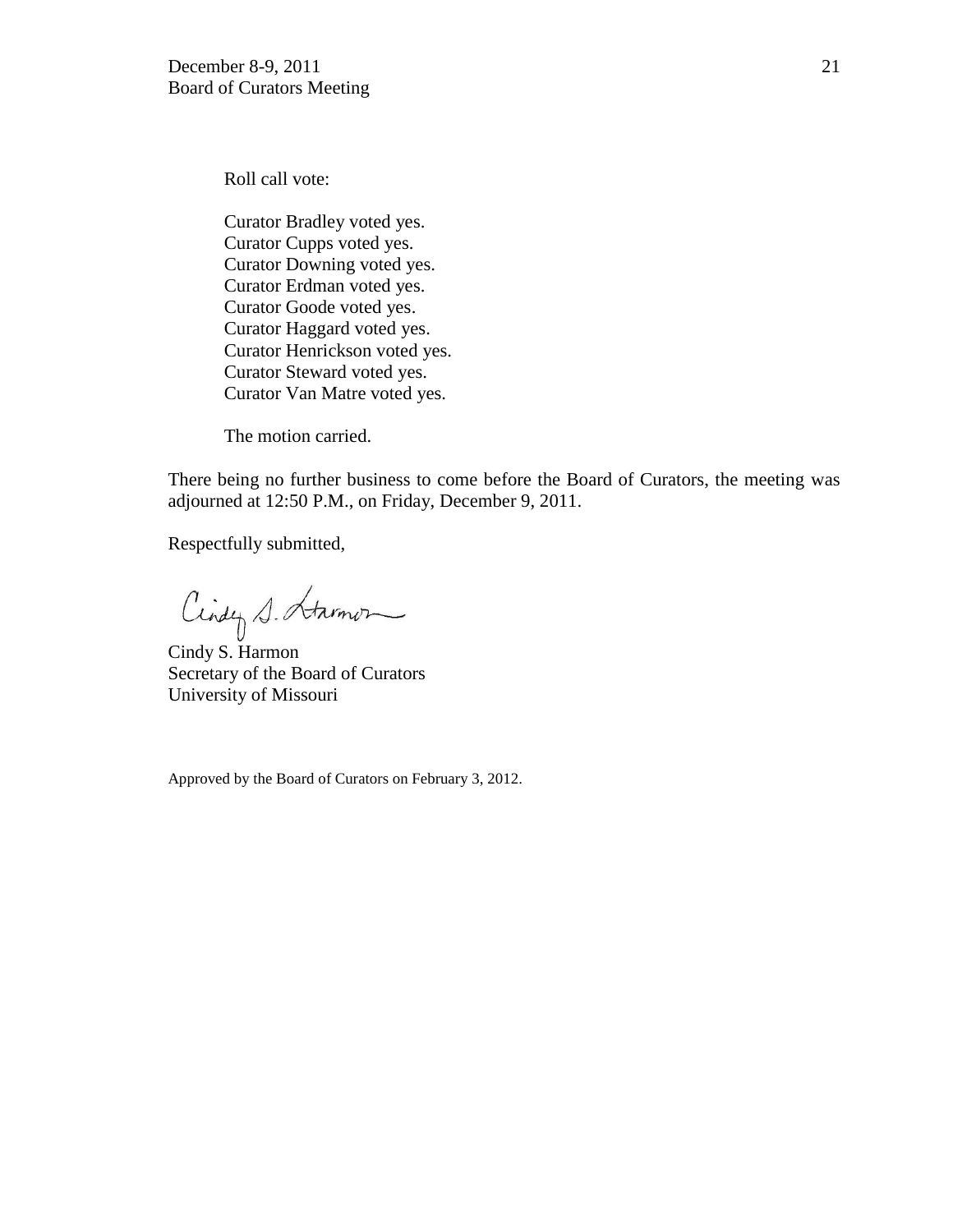Roll call vote:

Curator Bradley voted yes.
Curator Cupps voted yes.
Curator Downing voted yes.
Curator Erdman voted yes.
Curator Goode voted yes.
Curator Haggard voted yes.
Curator Henrickson voted yes.
Curator Steward voted yes.
Curator Van Matre voted yes.

The motion carried.

There being no further business to come before the Board of Curators, the meeting was adjourned at 12:50 P.M., on Friday, December 9, 2011.

Respectfully submitted,

Cindy S. Harmon
Secretary of the Board of Curators
University of Missouri

Approved by the Board of Curators on February 3, 2012.